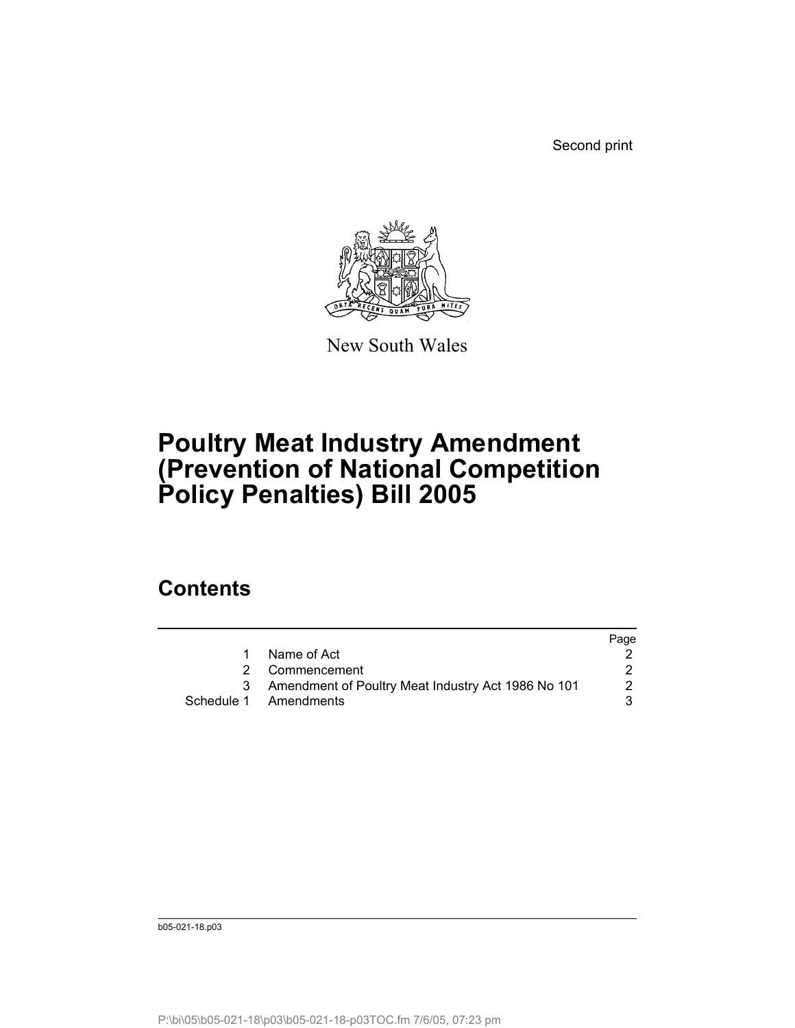Second print

New South Wales

# Poultry Meat Industry Amendment (Prevention of National Competition Policy Penalties) Bill 2005

## Contents

| | | Page |
|---|---|---|
| 1 | Name of Act | 2 |
| 2 | Commencement | 2 |
| 3 | Amendment of Poultry Meat Industry Act 1986 No 101 | 2 |
| Schedule 1 | Amendments | 3 |

b05-021-18.p03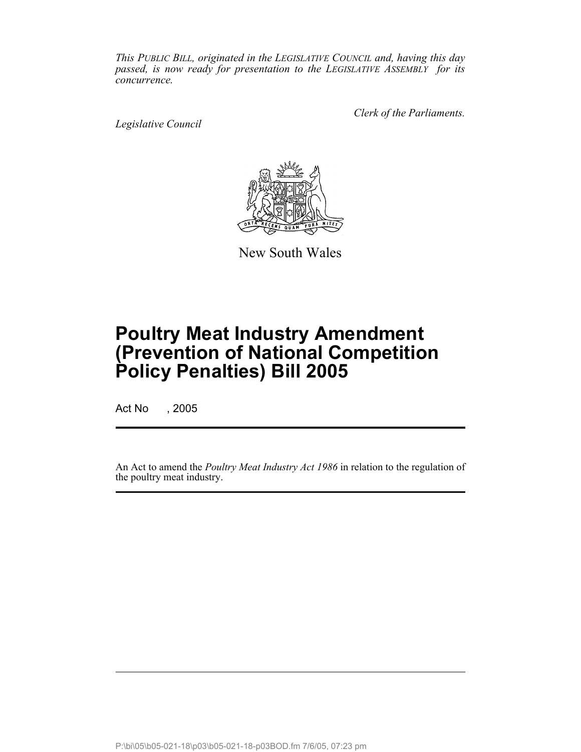*This PUBLIC BILL, originated in the LEGISLATIVE COUNCIL and, having this day passed, is now ready for presentation to the LEGISLATIVE ASSEMBLY for its concurrence.*

*Legislative Council*

*Clerk of the Parliaments.*

New South Wales

# Poultry Meat Industry Amendment (Prevention of National Competition Policy Penalties) Bill 2005

Act No , 2005

An Act to amend the *Poultry Meat Industry Act 1986* in relation to the regulation of the poultry meat industry.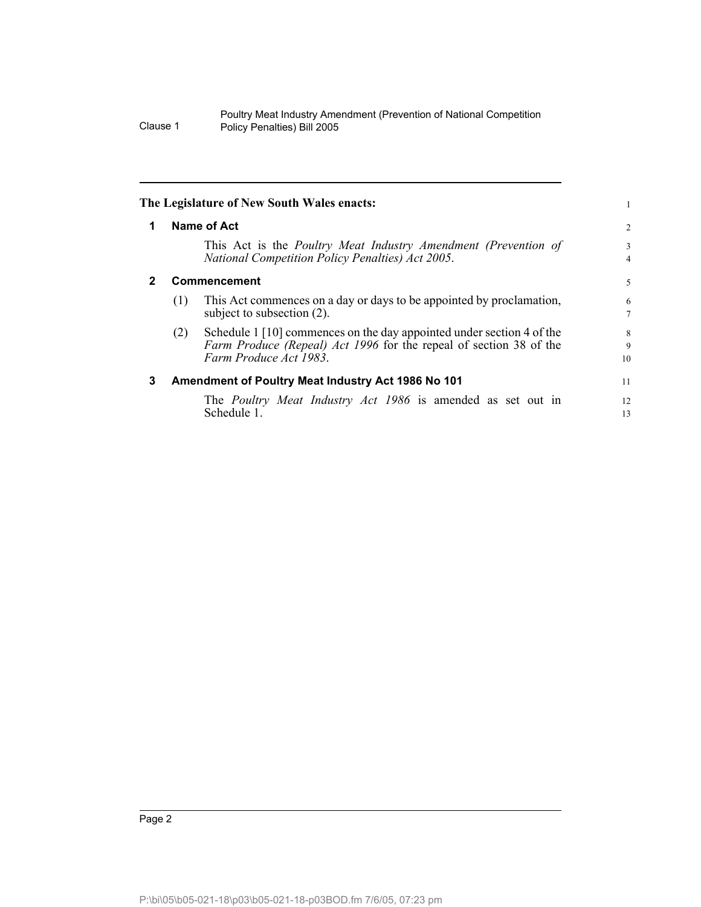**The Legislature of New South Wales enacts:**

## 1 Name of Act

This Act is the *Poultry Meat Industry Amendment (Prevention of National Competition Policy Penalties) Act 2005*.

## 2 Commencement

(1) This Act commences on a day or days to be appointed by proclamation, subject to subsection (2).

(2) Schedule 1 [10] commences on the day appointed under section 4 of the *Farm Produce (Repeal) Act 1996* for the repeal of section 38 of the *Farm Produce Act 1983*.

## 3 Amendment of Poultry Meat Industry Act 1986 No 101

The *Poultry Meat Industry Act 1986* is amended as set out in Schedule 1.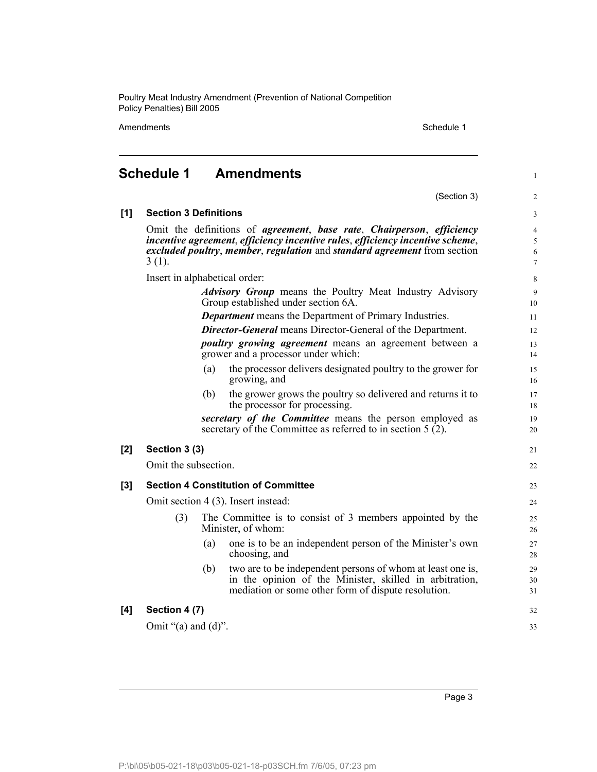## Schedule 1 Amendments

(Section 3)

**[1] Section 3 Definitions**

Omit the definitions of ***agreement***, ***base rate***, ***Chairperson***, ***efficiency incentive agreement***, ***efficiency incentive rules***, ***efficiency incentive scheme***, ***excluded poultry***, ***member***, ***regulation*** and ***standard agreement*** from section 3 (1).

Insert in alphabetical order:

> ***Advisory Group*** means the Poultry Meat Industry Advisory Group established under section 6A.
>
> ***Department*** means the Department of Primary Industries.
>
> ***Director-General*** means Director-General of the Department.
>
> ***poultry growing agreement*** means an agreement between a grower and a processor under which:
>
> (a) the processor delivers designated poultry to the grower for growing, and
>
> (b) the grower grows the poultry so delivered and returns it to the processor for processing.
>
> ***secretary of the Committee*** means the person employed as secretary of the Committee as referred to in section 5 (2).

**[2] Section 3 (3)**

Omit the subsection.

**[3] Section 4 Constitution of Committee**

Omit section 4 (3). Insert instead:

> (3) The Committee is to consist of 3 members appointed by the Minister, of whom:
>
> (a) one is to be an independent person of the Minister's own choosing, and
>
> (b) two are to be independent persons of whom at least one is, in the opinion of the Minister, skilled in arbitration, mediation or some other form of dispute resolution.

**[4] Section 4 (7)**

Omit "(a) and (d)".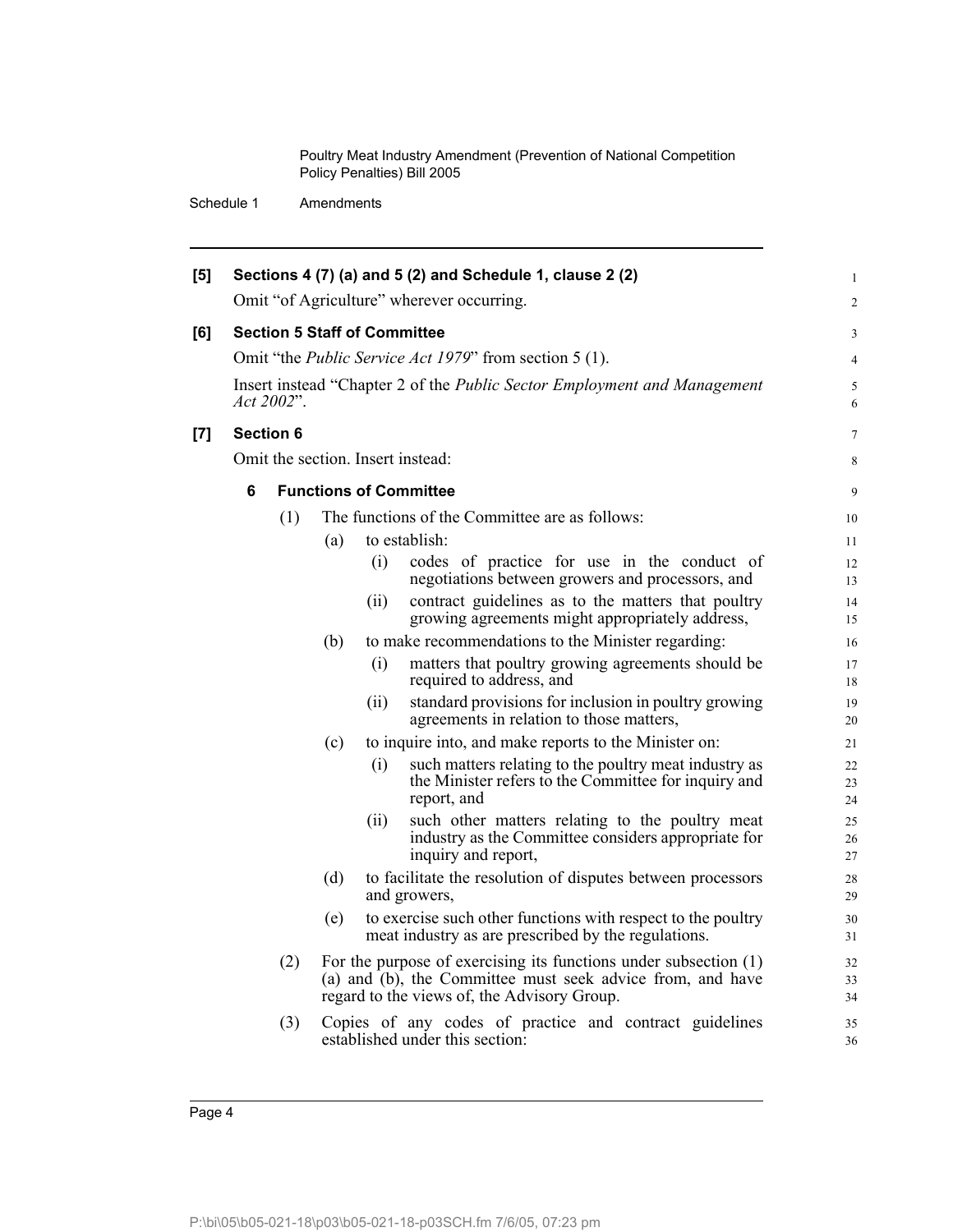**[5] Sections 4 (7) (a) and 5 (2) and Schedule 1, clause 2 (2)**

Omit "of Agriculture" wherever occurring.

**[6] Section 5 Staff of Committee**

Omit "the *Public Service Act 1979*" from section 5 (1).

Insert instead "Chapter 2 of the *Public Sector Employment and Management Act 2002*".

**[7] Section 6**

Omit the section. Insert instead:

**6 Functions of Committee**

(1) The functions of the Committee are as follows:

(a) to establish:

(i) codes of practice for use in the conduct of negotiations between growers and processors, and

(ii) contract guidelines as to the matters that poultry growing agreements might appropriately address,

(b) to make recommendations to the Minister regarding:

(i) matters that poultry growing agreements should be required to address, and

(ii) standard provisions for inclusion in poultry growing agreements in relation to those matters,

(c) to inquire into, and make reports to the Minister on:

(i) such matters relating to the poultry meat industry as the Minister refers to the Committee for inquiry and report, and

(ii) such other matters relating to the poultry meat industry as the Committee considers appropriate for inquiry and report,

(d) to facilitate the resolution of disputes between processors and growers,

(e) to exercise such other functions with respect to the poultry meat industry as are prescribed by the regulations.

(2) For the purpose of exercising its functions under subsection (1) (a) and (b), the Committee must seek advice from, and have regard to the views of, the Advisory Group.

(3) Copies of any codes of practice and contract guidelines established under this section: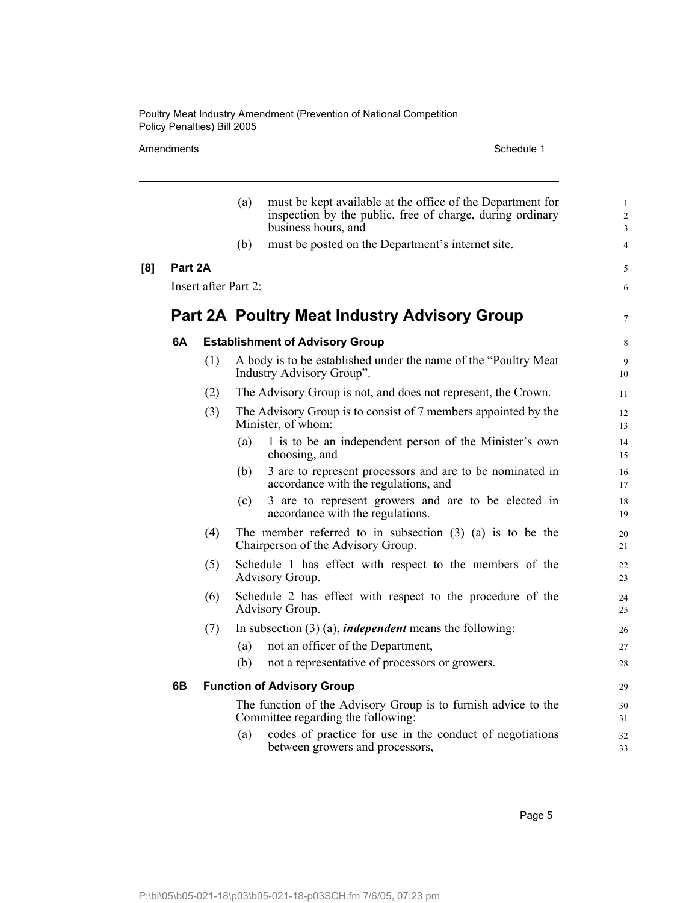(a) must be kept available at the office of the Department for inspection by the public, free of charge, during ordinary business hours, and

(b) must be posted on the Department's internet site.

**[8] Part 2A**

Insert after Part 2:

## Part 2A Poultry Meat Industry Advisory Group

### 6A Establishment of Advisory Group

(1) A body is to be established under the name of the "Poultry Meat Industry Advisory Group".

(2) The Advisory Group is not, and does not represent, the Crown.

(3) The Advisory Group is to consist of 7 members appointed by the Minister, of whom:

(a) 1 is to be an independent person of the Minister's own choosing, and

(b) 3 are to represent processors and are to be nominated in accordance with the regulations, and

(c) 3 are to represent growers and are to be elected in accordance with the regulations.

(4) The member referred to in subsection (3) (a) is to be the Chairperson of the Advisory Group.

(5) Schedule 1 has effect with respect to the members of the Advisory Group.

(6) Schedule 2 has effect with respect to the procedure of the Advisory Group.

(7) In subsection (3) (a), ***independent*** means the following:

(a) not an officer of the Department,

(b) not a representative of processors or growers.

### 6B Function of Advisory Group

The function of the Advisory Group is to furnish advice to the Committee regarding the following:

(a) codes of practice for use in the conduct of negotiations between growers and processors,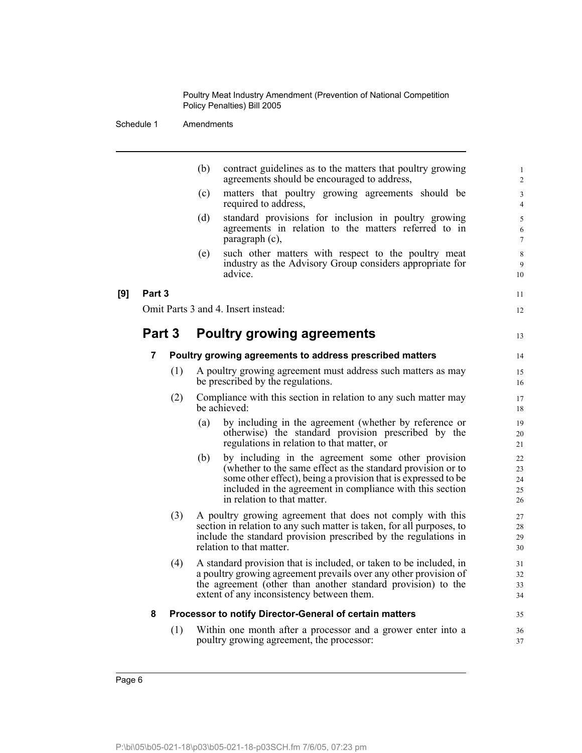(b) contract guidelines as to the matters that poultry growing agreements should be encouraged to address,

(c) matters that poultry growing agreements should be required to address,

(d) standard provisions for inclusion in poultry growing agreements in relation to the matters referred to in paragraph (c),

(e) such other matters with respect to the poultry meat industry as the Advisory Group considers appropriate for advice.

**[9] Part 3**

Omit Parts 3 and 4. Insert instead:

## Part 3 Poultry growing agreements

### 7 Poultry growing agreements to address prescribed matters

(1) A poultry growing agreement must address such matters as may be prescribed by the regulations.

(2) Compliance with this section in relation to any such matter may be achieved:

(a) by including in the agreement (whether by reference or otherwise) the standard provision prescribed by the regulations in relation to that matter, or

(b) by including in the agreement some other provision (whether to the same effect as the standard provision or to some other effect), being a provision that is expressed to be included in the agreement in compliance with this section in relation to that matter.

(3) A poultry growing agreement that does not comply with this section in relation to any such matter is taken, for all purposes, to include the standard provision prescribed by the regulations in relation to that matter.

(4) A standard provision that is included, or taken to be included, in a poultry growing agreement prevails over any other provision of the agreement (other than another standard provision) to the extent of any inconsistency between them.

### 8 Processor to notify Director-General of certain matters

(1) Within one month after a processor and a grower enter into a poultry growing agreement, the processor: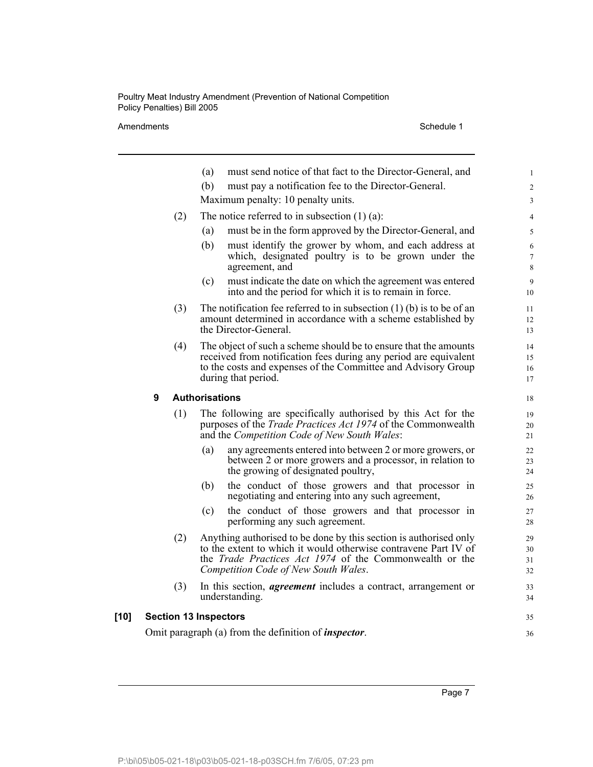(a) must send notice of that fact to the Director-General, and

(b) must pay a notification fee to the Director-General.

Maximum penalty: 10 penalty units.

(2) The notice referred to in subsection (1) (a):

(a) must be in the form approved by the Director-General, and

(b) must identify the grower by whom, and each address at which, designated poultry is to be grown under the agreement, and

(c) must indicate the date on which the agreement was entered into and the period for which it is to remain in force.

(3) The notification fee referred to in subsection (1) (b) is to be of an amount determined in accordance with a scheme established by the Director-General.

(4) The object of such a scheme should be to ensure that the amounts received from notification fees during any period are equivalent to the costs and expenses of the Committee and Advisory Group during that period.

### 9 Authorisations

(1) The following are specifically authorised by this Act for the purposes of the *Trade Practices Act 1974* of the Commonwealth and the *Competition Code of New South Wales*:

(a) any agreements entered into between 2 or more growers, or between 2 or more growers and a processor, in relation to the growing of designated poultry,

(b) the conduct of those growers and that processor in negotiating and entering into any such agreement,

(c) the conduct of those growers and that processor in performing any such agreement.

(2) Anything authorised to be done by this section is authorised only to the extent to which it would otherwise contravene Part IV of the *Trade Practices Act 1974* of the Commonwealth or the *Competition Code of New South Wales*.

(3) In this section, ***agreement*** includes a contract, arrangement or understanding.

## [10] Section 13 Inspectors

Omit paragraph (a) from the definition of ***inspector***.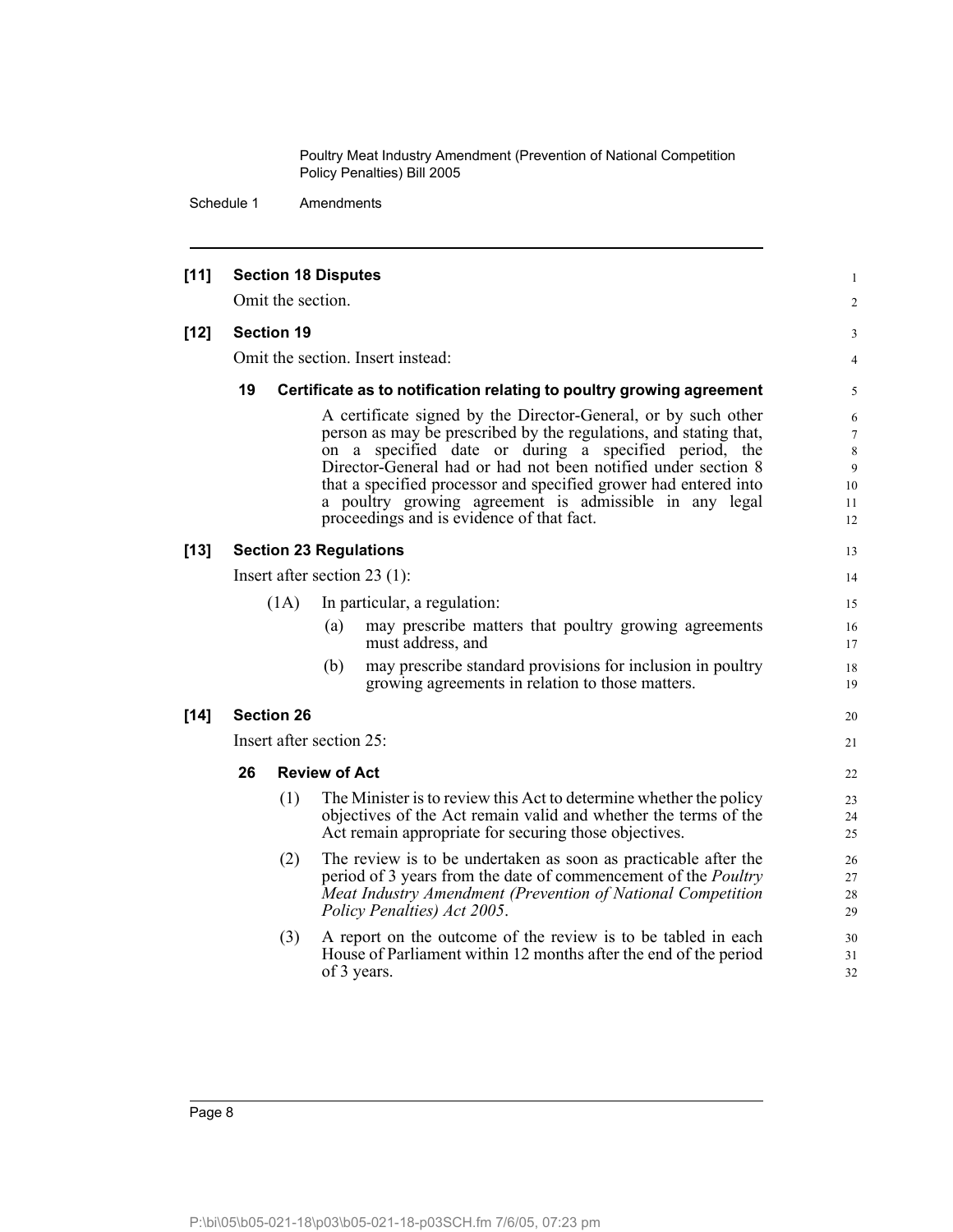**[11] Section 18 Disputes**

Omit the section.

**[12] Section 19**

Omit the section. Insert instead:

**19 Certificate as to notification relating to poultry growing agreement**

A certificate signed by the Director-General, or by such other person as may be prescribed by the regulations, and stating that, on a specified date or during a specified period, the Director-General had or had not been notified under section 8 that a specified processor and specified grower had entered into a poultry growing agreement is admissible in any legal proceedings and is evidence of that fact.

**[13] Section 23 Regulations**

Insert after section 23 (1):

(1A) In particular, a regulation:

(a) may prescribe matters that poultry growing agreements must address, and

(b) may prescribe standard provisions for inclusion in poultry growing agreements in relation to those matters.

**[14] Section 26**

Insert after section 25:

**26 Review of Act**

(1) The Minister is to review this Act to determine whether the policy objectives of the Act remain valid and whether the terms of the Act remain appropriate for securing those objectives.

(2) The review is to be undertaken as soon as practicable after the period of 3 years from the date of commencement of the *Poultry Meat Industry Amendment (Prevention of National Competition Policy Penalties) Act 2005*.

(3) A report on the outcome of the review is to be tabled in each House of Parliament within 12 months after the end of the period of 3 years.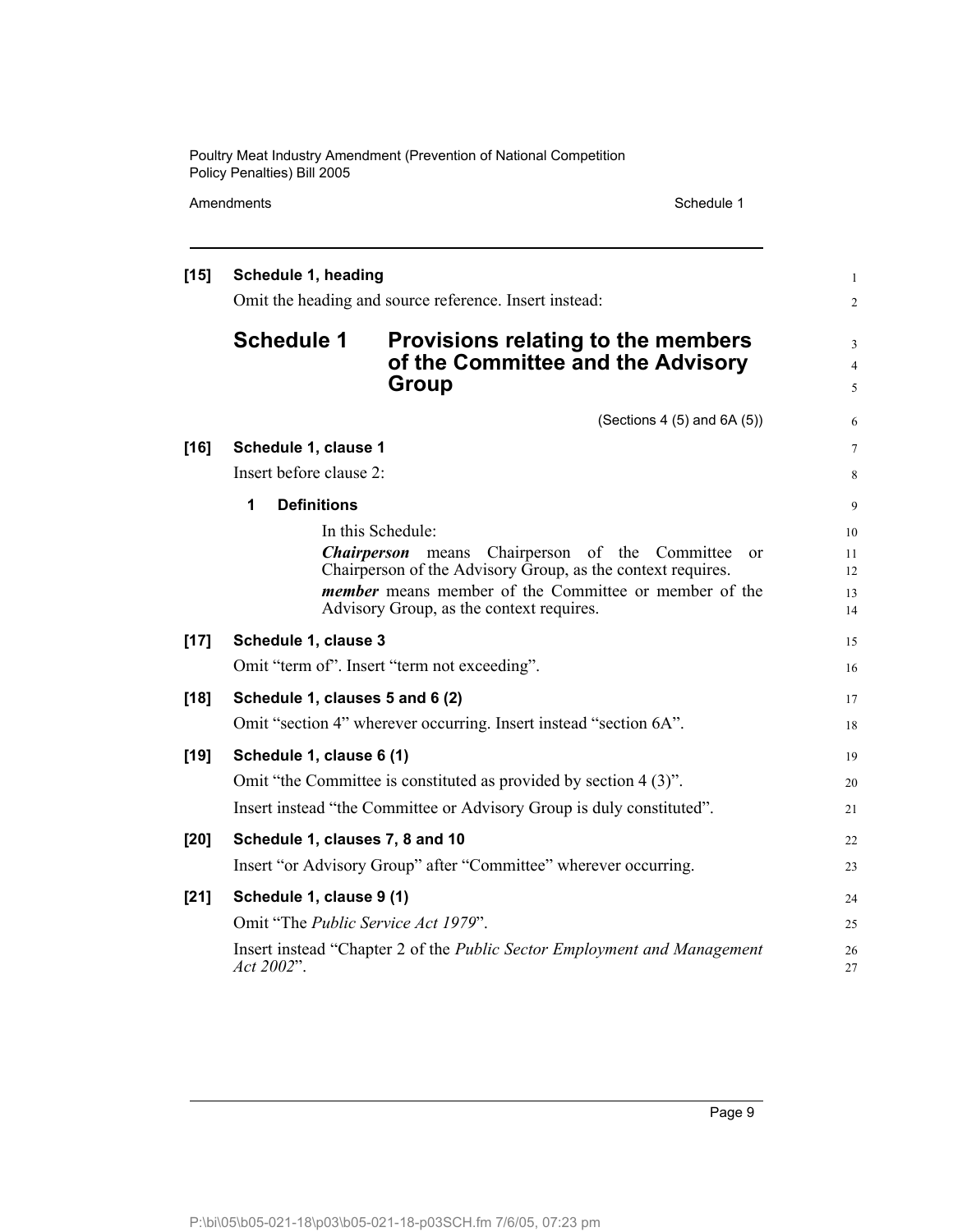**[15] Schedule 1, heading**

Omit the heading and source reference. Insert instead:

## Schedule 1 Provisions relating to the members of the Committee and the Advisory Group

(Sections 4 (5) and 6A (5))

**[16] Schedule 1, clause 1**

Insert before clause 2:

**1 Definitions**

In this Schedule:

***Chairperson*** means Chairperson of the Committee or Chairperson of the Advisory Group, as the context requires.

***member*** means member of the Committee or member of the Advisory Group, as the context requires.

**[17] Schedule 1, clause 3**

Omit "term of". Insert "term not exceeding".

**[18] Schedule 1, clauses 5 and 6 (2)**

Omit "section 4" wherever occurring. Insert instead "section 6A".

**[19] Schedule 1, clause 6 (1)**

Omit "the Committee is constituted as provided by section 4 (3)".

Insert instead "the Committee or Advisory Group is duly constituted".

**[20] Schedule 1, clauses 7, 8 and 10**

Insert "or Advisory Group" after "Committee" wherever occurring.

**[21] Schedule 1, clause 9 (1)**

Omit "The *Public Service Act 1979*".

Insert instead "Chapter 2 of the *Public Sector Employment and Management Act 2002*".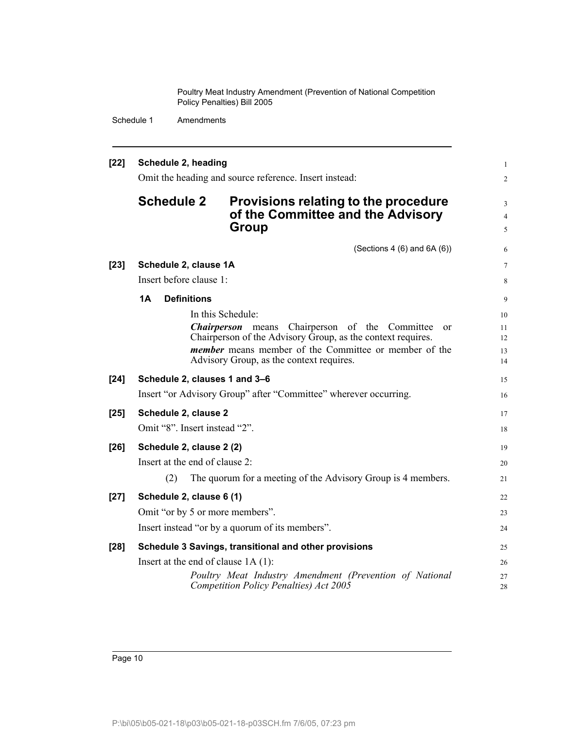**[22] Schedule 2, heading**

Omit the heading and source reference. Insert instead:

## Schedule 2 Provisions relating to the procedure of the Committee and the Advisory Group

(Sections 4 (6) and 6A (6))

**[23] Schedule 2, clause 1A**

Insert before clause 1:

**1A Definitions**

In this Schedule:

***Chairperson*** means Chairperson of the Committee or Chairperson of the Advisory Group, as the context requires.

***member*** means member of the Committee or member of the Advisory Group, as the context requires.

**[24] Schedule 2, clauses 1 and 3–6**

Insert "or Advisory Group" after "Committee" wherever occurring.

**[25] Schedule 2, clause 2**

Omit "8". Insert instead "2".

**[26] Schedule 2, clause 2 (2)**

Insert at the end of clause 2:

(2) The quorum for a meeting of the Advisory Group is 4 members.

**[27] Schedule 2, clause 6 (1)**

Omit "or by 5 or more members".

Insert instead "or by a quorum of its members".

**[28] Schedule 3 Savings, transitional and other provisions**

Insert at the end of clause 1A (1):

*Poultry Meat Industry Amendment (Prevention of National Competition Policy Penalties) Act 2005*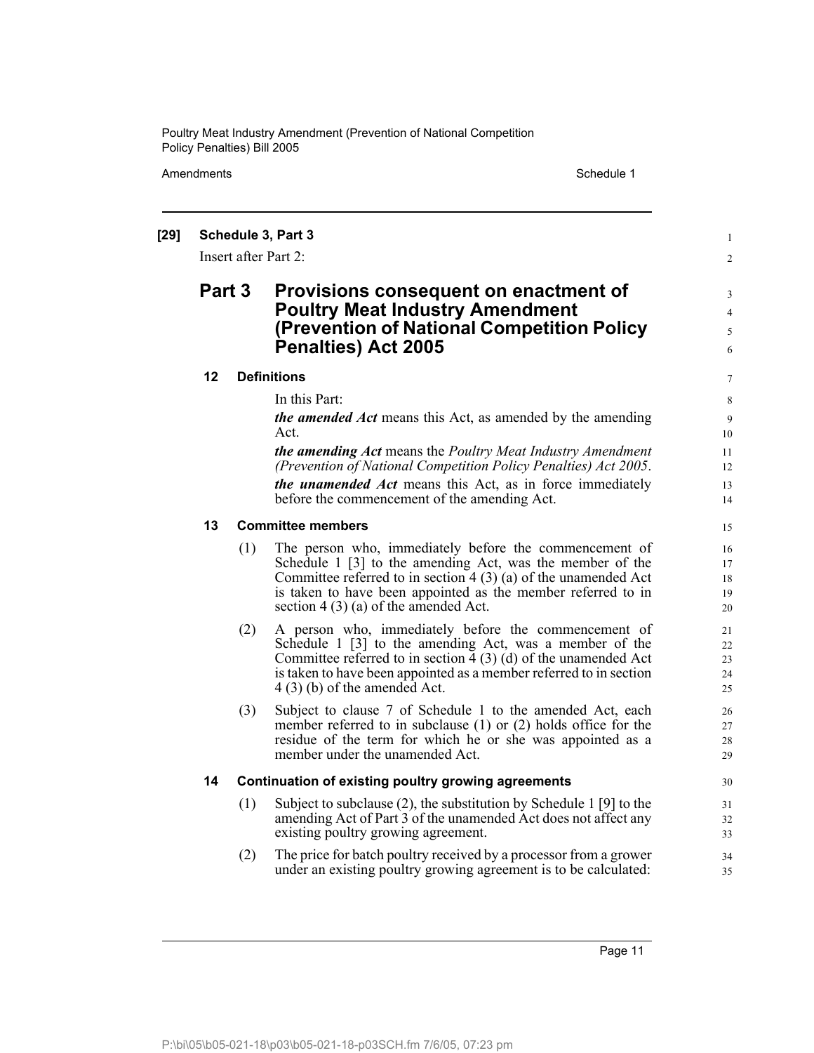**[29] Schedule 3, Part 3**

Insert after Part 2:

## Part 3 Provisions consequent on enactment of Poultry Meat Industry Amendment (Prevention of National Competition Policy Penalties) Act 2005

### 12 Definitions

In this Part:

***the amended Act*** means this Act, as amended by the amending Act.

***the amending Act*** means the *Poultry Meat Industry Amendment (Prevention of National Competition Policy Penalties) Act 2005*.

***the unamended Act*** means this Act, as in force immediately before the commencement of the amending Act.

### 13 Committee members

(1) The person who, immediately before the commencement of Schedule 1 [3] to the amending Act, was the member of the Committee referred to in section 4 (3) (a) of the unamended Act is taken to have been appointed as the member referred to in section 4 (3) (a) of the amended Act.

(2) A person who, immediately before the commencement of Schedule 1 [3] to the amending Act, was a member of the Committee referred to in section 4 (3) (d) of the unamended Act is taken to have been appointed as a member referred to in section 4 (3) (b) of the amended Act.

(3) Subject to clause 7 of Schedule 1 to the amended Act, each member referred to in subclause (1) or (2) holds office for the residue of the term for which he or she was appointed as a member under the unamended Act.

### 14 Continuation of existing poultry growing agreements

(1) Subject to subclause (2), the substitution by Schedule 1 [9] to the amending Act of Part 3 of the unamended Act does not affect any existing poultry growing agreement.

(2) The price for batch poultry received by a processor from a grower under an existing poultry growing agreement is to be calculated: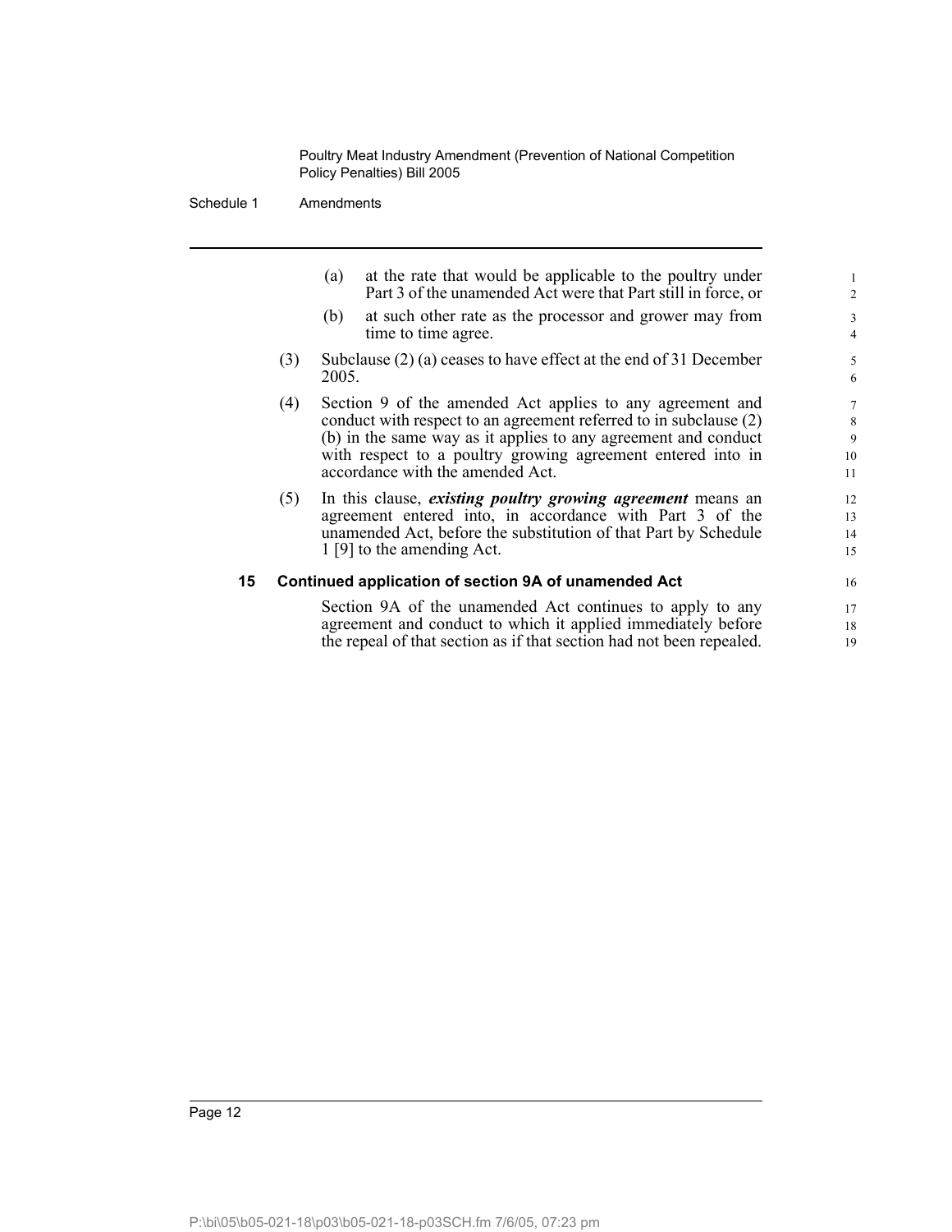(a) at the rate that would be applicable to the poultry under Part 3 of the unamended Act were that Part still in force, or

(b) at such other rate as the processor and grower may from time to time agree.

(3) Subclause (2) (a) ceases to have effect at the end of 31 December 2005.

(4) Section 9 of the amended Act applies to any agreement and conduct with respect to an agreement referred to in subclause (2) (b) in the same way as it applies to any agreement and conduct with respect to a poultry growing agreement entered into in accordance with the amended Act.

(5) In this clause, ***existing poultry growing agreement*** means an agreement entered into, in accordance with Part 3 of the unamended Act, before the substitution of that Part by Schedule 1 [9] to the amending Act.

### 15 Continued application of section 9A of unamended Act

Section 9A of the unamended Act continues to apply to any agreement and conduct to which it applied immediately before the repeal of that section as if that section had not been repealed.